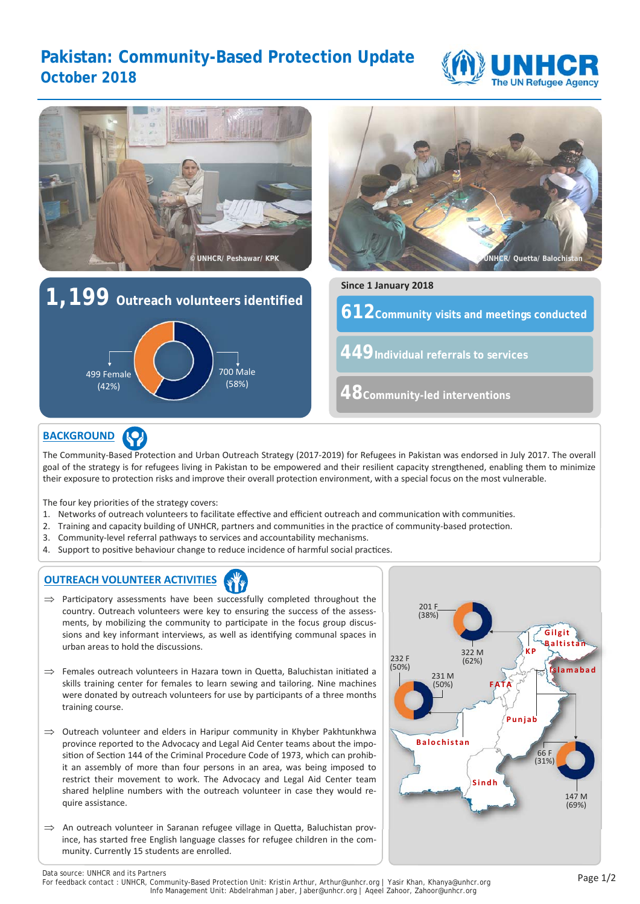# Pakistan: Community-Based Protection Update
## October 2018

© UNHCR/ Peshawar/ KPK

© UNHCR/ Quetta/ Balochistan

**1,199 Outreach volunteers identified**

499 Female (42%)

700 Male (58%)

Since 1 January 2018

**612** Community visits and meetings conducted

**449** Individual referrals to services

**48** Community-led interventions

## BACKGROUND

The Community-Based Protection and Urban Outreach Strategy (2017-2019) for Refugees in Pakistan was endorsed in July 2017. The overall goal of the strategy is for refugees living in Pakistan to be empowered and their resilient capacity strengthened, enabling them to minimize their exposure to protection risks and improve their overall protection environment, with a special focus on the most vulnerable.

The four key priorities of the strategy covers:

1. Networks of outreach volunteers to facilitate effective and efficient outreach and communication with communities.
2. Training and capacity building of UNHCR, partners and communities in the practice of community-based protection.
3. Community-level referral pathways to services and accountability mechanisms.
4. Support to positive behaviour change to reduce incidence of harmful social practices.

## OUTREACH VOLUNTEER ACTIVITIES

⇒ Participatory assessments have been successfully completed throughout the country. Outreach volunteers were key to ensuring the success of the assessments, by mobilizing the community to participate in the focus group discussions and key informant interviews, as well as identifying communal spaces in urban areas to hold the discussions.

⇒ Females outreach volunteers in Hazara town in Quetta, Baluchistan initiated a skills training center for females to learn sewing and tailoring. Nine machines were donated by outreach volunteers for use by participants of a three months training course.

⇒ Outreach volunteer and elders in Haripur community in Khyber Pakhtunkhwa province reported to the Advocacy and Legal Aid Center teams about the imposition of Section 144 of the Criminal Procedure Code of 1973, which can prohibit an assembly of more than four persons in an area, was being imposed to restrict their movement to work. The Advocacy and Legal Aid Center team shared helpline numbers with the outreach volunteer in case they would require assistance.

⇒ An outreach volunteer in Saranan refugee village in Quetta, Baluchistan province, has started free English language classes for refugee children in the community. Currently 15 students are enrolled.

| Region | Female | Male |
|---|---|---|
| KP | 201 F (38%) | 322 M (62%) |
| Balochistan | 232 F (50%) | 231 M (50%) |
| Islamabad / Punjab | 66 F (31%) | 147 M (69%) |

Map labels: Gilgit Baltistan, KP, Islamabad, FATA, Punjab, Balochistan, Sindh

Data source: UNHCR and its Partners

For feedback contact : UNHCR, Community-Based Protection Unit: Kristin Arthur, Arthur@unhcr.org | Yasir Khan, Khanya@unhcr.org
Info Management Unit: Abdelrahman Jaber, Jaber@unhcr.org | Aqeel Zahoor, Zahoor@unhcr.org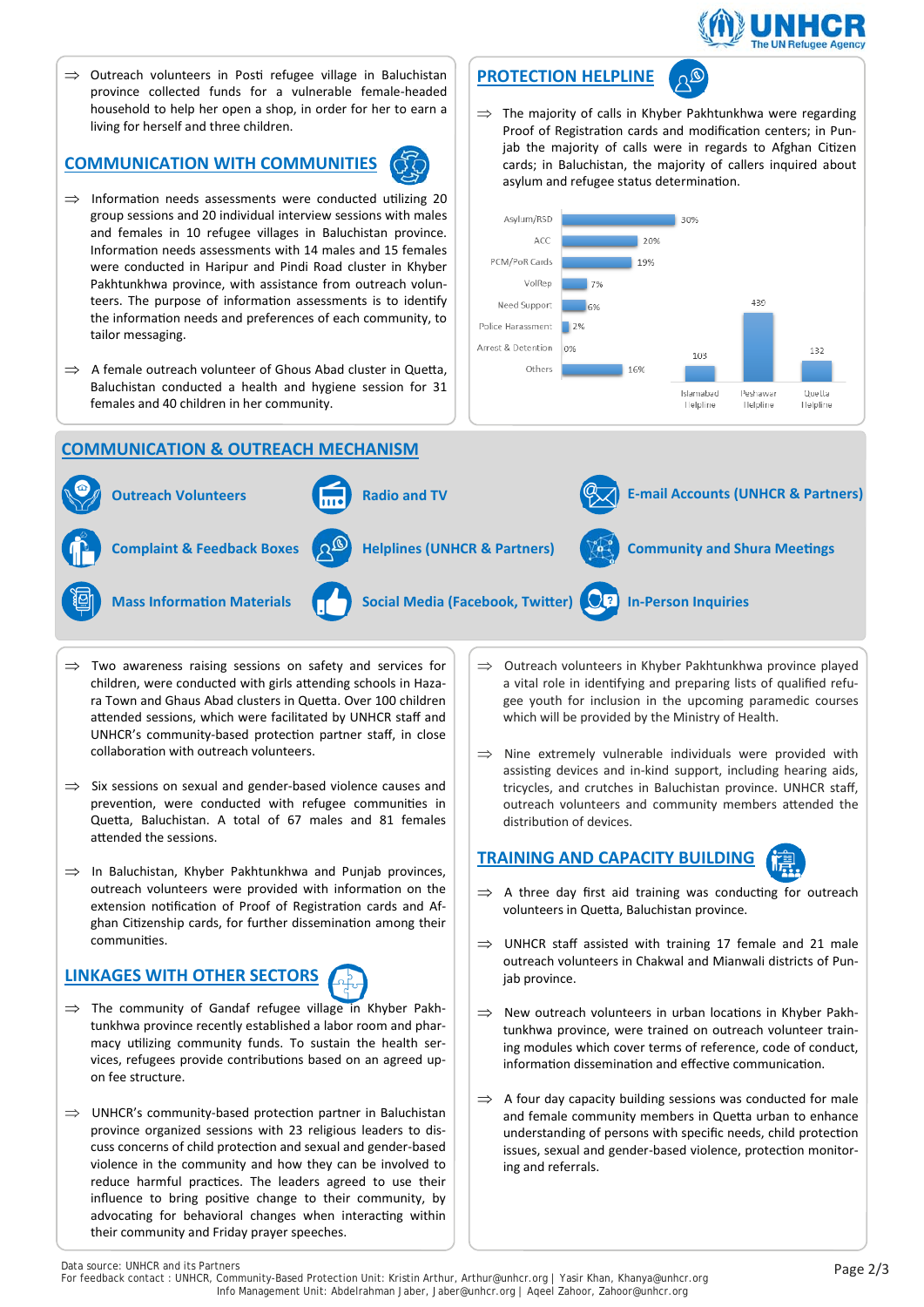⇒ Outreach volunteers in Posti refugee village in Baluchistan province collected funds for a vulnerable female-headed household to help her open a shop, in order for her to earn a living for herself and three children.

## COMMUNICATION WITH COMMUNITIES

⇒ Information needs assessments were conducted utilizing 20 group sessions and 20 individual interview sessions with males and females in 10 refugee villages in Baluchistan province. Information needs assessments with 14 males and 15 females were conducted in Haripur and Pindi Road cluster in Khyber Pakhtunkhwa province, with assistance from outreach volunteers. The purpose of information assessments is to identify the information needs and preferences of each community, to tailor messaging.

⇒ A female outreach volunteer of Ghous Abad cluster in Quetta, Baluchistan conducted a health and hygiene session for 31 females and 40 children in her community.

## PROTECTION HELPLINE

⇒ The majority of calls in Khyber Pakhtunkhwa were regarding Proof of Registration cards and modification centers; in Punjab the majority of calls were in regards to Afghan Citizen cards; in Baluchistan, the majority of callers inquired about asylum and refugee status determination.

Asylum/RSD 30%
ACC 20%
PCM/PoR Cards 19%
VolRep 7%
Need Support 6%
Police Harassment 2%
Arrest & Detention 0%
Others 16%

Islamabad Helpline 103
Peshawar Helpline 439
Quetta Helpline 132

## COMMUNICATION & OUTREACH MECHANISM

- Outreach Volunteers
- Radio and TV
- E-mail Accounts (UNHCR & Partners)
- Complaint & Feedback Boxes
- Helplines (UNHCR & Partners)
- Community and Shura Meetings
- Mass Information Materials
- Social Media (Facebook, Twitter)
- In-Person Inquiries

⇒ Two awareness raising sessions on safety and services for children, were conducted with girls attending schools in Hazara Town and Ghaus Abad clusters in Quetta. Over 100 children attended sessions, which were facilitated by UNHCR staff and UNHCR's community-based protection partner staff, in close collaboration with outreach volunteers.

⇒ Six sessions on sexual and gender-based violence causes and prevention, were conducted with refugee communities in Quetta, Baluchistan. A total of 67 males and 81 females attended the sessions.

⇒ In Baluchistan, Khyber Pakhtunkhwa and Punjab provinces, outreach volunteers were provided with information on the extension notification of Proof of Registration cards and Afghan Citizenship cards, for further dissemination among their communities.

## LINKAGES WITH OTHER SECTORS

⇒ The community of Gandaf refugee village in Khyber Pakhtunkhwa province recently established a labor room and pharmacy utilizing community funds. To sustain the health services, refugees provide contributions based on an agreed upon fee structure.

⇒ UNHCR's community-based protection partner in Baluchistan province organized sessions with 23 religious leaders to discuss concerns of child protection and sexual and gender-based violence in the community and how they can be involved to reduce harmful practices. The leaders agreed to use their influence to bring positive change to their community, by advocating for behavioral changes when interacting within their community and Friday prayer speeches.

⇒ Outreach volunteers in Khyber Pakhtunkhwa province played a vital role in identifying and preparing lists of qualified refugee youth for inclusion in the upcoming paramedic courses which will be provided by the Ministry of Health.

⇒ Nine extremely vulnerable individuals were provided with assisting devices and in-kind support, including hearing aids, tricycles, and crutches in Baluchistan province. UNHCR staff, outreach volunteers and community members attended the distribution of devices.

## TRAINING AND CAPACITY BUILDING

⇒ A three day first aid training was conducting for outreach volunteers in Quetta, Baluchistan province.

⇒ UNHCR staff assisted with training 17 female and 21 male outreach volunteers in Chakwal and Mianwali districts of Punjab province.

⇒ New outreach volunteers in urban locations in Khyber Pakhtunkhwa province, were trained on outreach volunteer training modules which cover terms of reference, code of conduct, information dissemination and effective communication.

⇒ A four day capacity building sessions was conducted for male and female community members in Quetta urban to enhance understanding of persons with specific needs, child protection issues, sexual and gender-based violence, protection monitoring and referrals.

Data source: UNHCR and its Partners
For feedback contact : UNHCR, Community-Based Protection Unit: Kristin Arthur, Arthur@unhcr.org | Yasir Khan, Khanya@unhcr.org
Info Management Unit: Abdelrahman Jaber, Jaber@unhcr.org | Aqeel Zahoor, Zahoor@unhcr.org